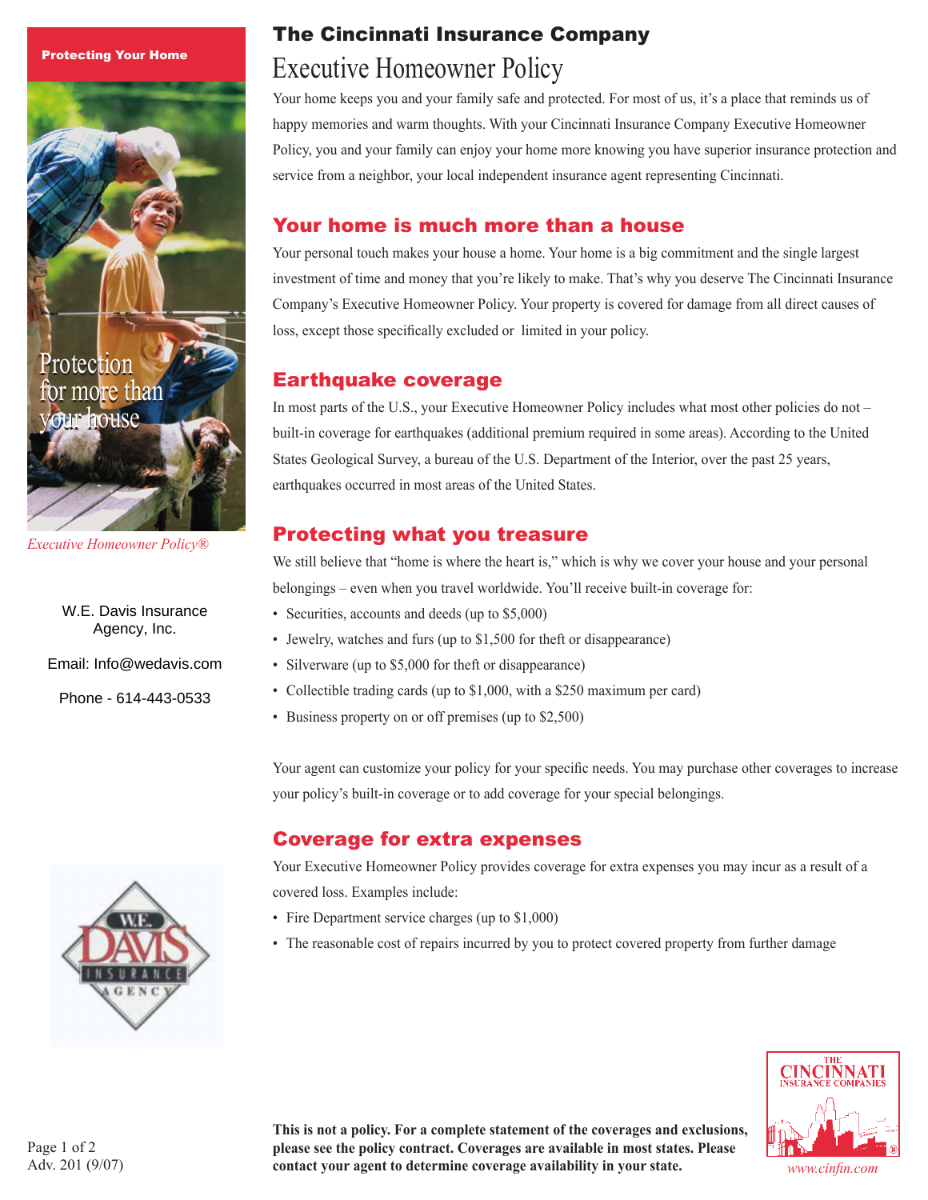# The Cincinnati Insurance Company

## Executive Homeowner Policy

Your home keeps you and your family safe and protected. For most of us, it's a place that reminds us of happy memories and warm thoughts. With your Cincinnati Insurance Company Executive Homeowner Policy, you and your family can enjoy your home more knowing you have superior insurance protection and service from a neighbor, your local independent insurance agent representing Cincinnati.

## Your home is much more than a house

Your personal touch makes your house a home. Your home is a big commitment and the single largest investment of time and money that you're likely to make. That's why you deserve The Cincinnati Insurance Company's Executive Homeowner Policy. Your property is covered for damage from all direct causes of loss, except those specifically excluded or limited in your policy.

## Earthquake coverage

In most parts of the U.S., your Executive Homeowner Policy includes what most other policies do not – built-in coverage for earthquakes (additional premium required in some areas). According to the United States Geological Survey, a bureau of the U.S. Department of the Interior, over the past 25 years, earthquakes occurred in most areas of the United States.

## Protecting what you treasure

We still believe that "home is where the heart is," which is why we cover your house and your personal belongings – even when you travel worldwide. You'll receive built-in coverage for:

- Securities, accounts and deeds (up to $5,000)
- Jewelry, watches and furs (up to $1,500 for theft or disappearance)
- Silverware (up to $5,000 for theft or disappearance)
- Collectible trading cards (up to $1,000, with a $250 maximum per card)
- Business property on or off premises (up to $2,500)

Your agent can customize your policy for your specific needs. You may purchase other coverages to increase your policy's built-in coverage or to add coverage for your special belongings.

## Coverage for extra expenses

Your Executive Homeowner Policy provides coverage for extra expenses you may incur as a result of a covered loss. Examples include:

- Fire Department service charges (up to $1,000)
- The reasonable cost of repairs incurred by you to protect covered property from further damage

**Protecting Your Home**

Protection for more than your house

*Executive Homeowner Policy®*

W.E. Davis Insurance Agency, Inc.

Email: Info@wedavis.com

Phone - 614-443-0533

**This is not a policy. For a complete statement of the coverages and exclusions, please see the policy contract. Coverages are available in most states. Please contact your agent to determine coverage availability in your state.**

Adv. 201 (9/07)

*www.cinfin.com*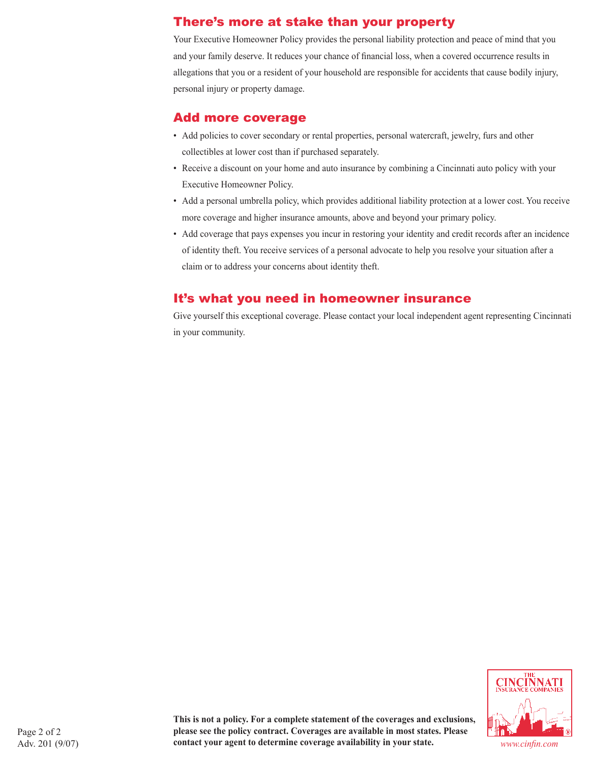## There's more at stake than your property

Your Executive Homeowner Policy provides the personal liability protection and peace of mind that you and your family deserve. It reduces your chance of financial loss, when a covered occurrence results in allegations that you or a resident of your household are responsible for accidents that cause bodily injury, personal injury or property damage.

## Add more coverage

- Add policies to cover secondary or rental properties, personal watercraft, jewelry, furs and other collectibles at lower cost than if purchased separately.
- Receive a discount on your home and auto insurance by combining a Cincinnati auto policy with your Executive Homeowner Policy.
- Add a personal umbrella policy, which provides additional liability protection at a lower cost. You receive more coverage and higher insurance amounts, above and beyond your primary policy.
- Add coverage that pays expenses you incur in restoring your identity and credit records after an incidence of identity theft. You receive services of a personal advocate to help you resolve your situation after a claim or to address your concerns about identity theft.

## It's what you need in homeowner insurance

Give yourself this exceptional coverage. Please contact your local independent agent representing Cincinnati in your community.

Adv. 201 (9/07)

**This is not a policy. For a complete statement of the coverages and exclusions, please see the policy contract. Coverages are available in most states. Please contact your agent to determine coverage availability in your state.**

THE CINCINNATI INSURANCE COMPANIES

*www.cinfin.com*